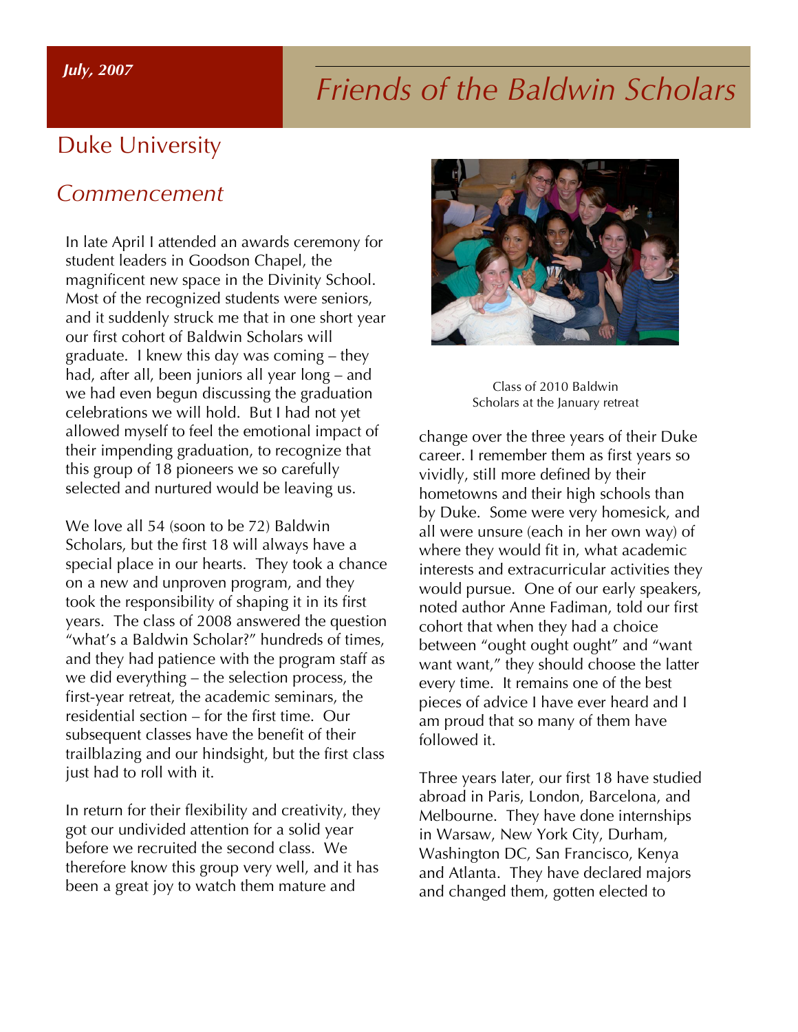*July, 2007*

# *Friends of the Baldwin Scholars*

## Duke University

## *Commencement*

In late April I attended an awards ceremony for student leaders in Goodson Chapel, the magnificent new space in the Divinity School. Most of the recognized students were seniors, and it suddenly struck me that in one short year our first cohort of Baldwin Scholars will graduate. I knew this day was coming – they had, after all, been juniors all year long – and we had even begun discussing the graduation celebrations we will hold. But I had not yet allowed myself to feel the emotional impact of their impending graduation, to recognize that this group of 18 pioneers we so carefully selected and nurtured would be leaving us.

We love all 54 (soon to be 72) Baldwin Scholars, but the first 18 will always have a special place in our hearts. They took a chance on a new and unproven program, and they took the responsibility of shaping it in its first years. The class of 2008 answered the question "what's a Baldwin Scholar?" hundreds of times, and they had patience with the program staff as we did everything – the selection process, the first-year retreat, the academic seminars, the residential section – for the first time. Our subsequent classes have the benefit of their trailblazing and our hindsight, but the first class just had to roll with it.

In return for their flexibility and creativity, they got our undivided attention for a solid year before we recruited the second class. We therefore know this group very well, and it has been a great joy to watch them mature and change over the three years of their Duke career. I remember them as first years so vividly, still more defined by their hometowns and their high schools than by Duke. Some were very homesick, and all were unsure (each in her own way) of where they would fit in, what academic interests and extracurricular activities they would pursue. One of our early speakers, noted author Anne Fadiman, told our first cohort that when they had a choice between "ought ought ought" and "want want want," they should choose the latter every time. It remains one of the best pieces of advice I have ever heard and I am proud that so many of them have followed it.

Class of 2010 Baldwin Scholars at the January retreat

Three years later, our first 18 have studied abroad in Paris, London, Barcelona, and Melbourne. They have done internships in Warsaw, New York City, Durham, Washington DC, San Francisco, Kenya and Atlanta. They have declared majors and changed them, gotten elected to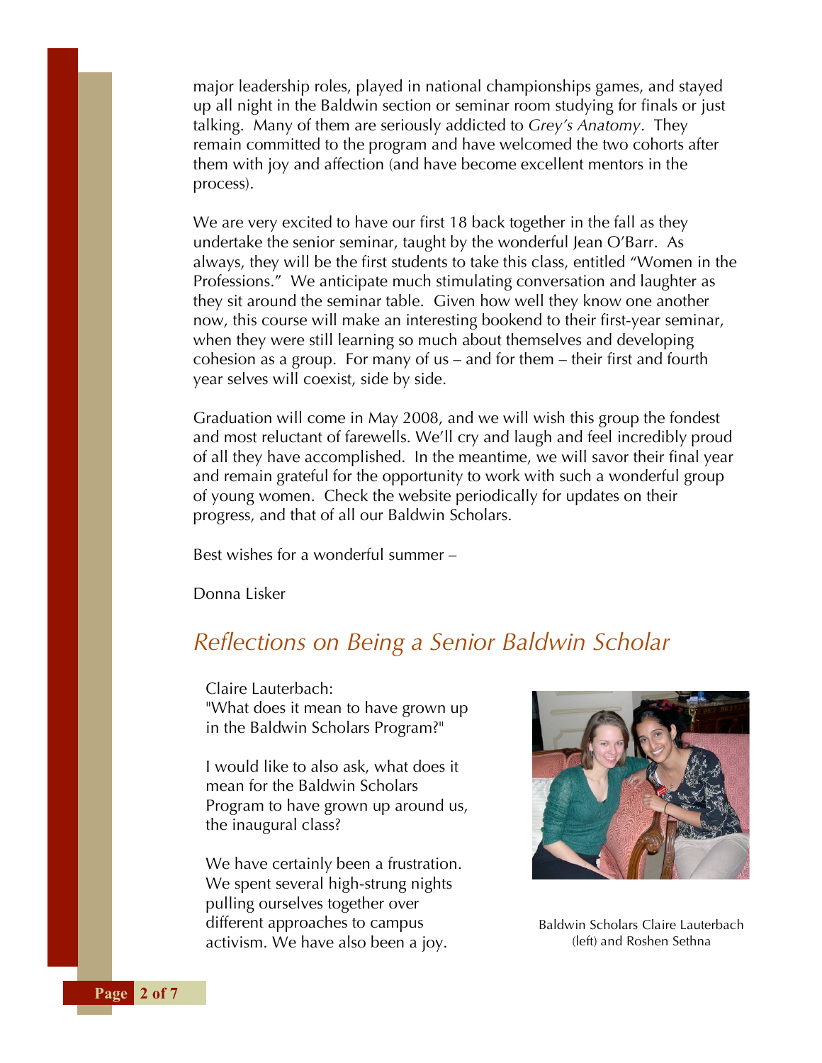major leadership roles, played in national championships games, and stayed up all night in the Baldwin section or seminar room studying for finals or just talking. Many of them are seriously addicted to *Grey's Anatomy*. They remain committed to the program and have welcomed the two cohorts after them with joy and affection (and have become excellent mentors in the process).

We are very excited to have our first 18 back together in the fall as they undertake the senior seminar, taught by the wonderful Jean O'Barr. As always, they will be the first students to take this class, entitled "Women in the Professions." We anticipate much stimulating conversation and laughter as they sit around the seminar table. Given how well they know one another now, this course will make an interesting bookend to their first-year seminar, when they were still learning so much about themselves and developing cohesion as a group. For many of us – and for them – their first and fourth year selves will coexist, side by side.

Graduation will come in May 2008, and we will wish this group the fondest and most reluctant of farewells. We'll cry and laugh and feel incredibly proud of all they have accomplished. In the meantime, we will savor their final year and remain grateful for the opportunity to work with such a wonderful group of young women. Check the website periodically for updates on their progress, and that of all our Baldwin Scholars.

Best wishes for a wonderful summer –

Donna Lisker

## *Reflections on Being a Senior Baldwin Scholar*

Claire Lauterbach:
"What does it mean to have grown up in the Baldwin Scholars Program?"

I would like to also ask, what does it mean for the Baldwin Scholars Program to have grown up around us, the inaugural class?

We have certainly been a frustration. We spent several high-strung nights pulling ourselves together over different approaches to campus activism. We have also been a joy.

Baldwin Scholars Claire Lauterbach (left) and Roshen Sethna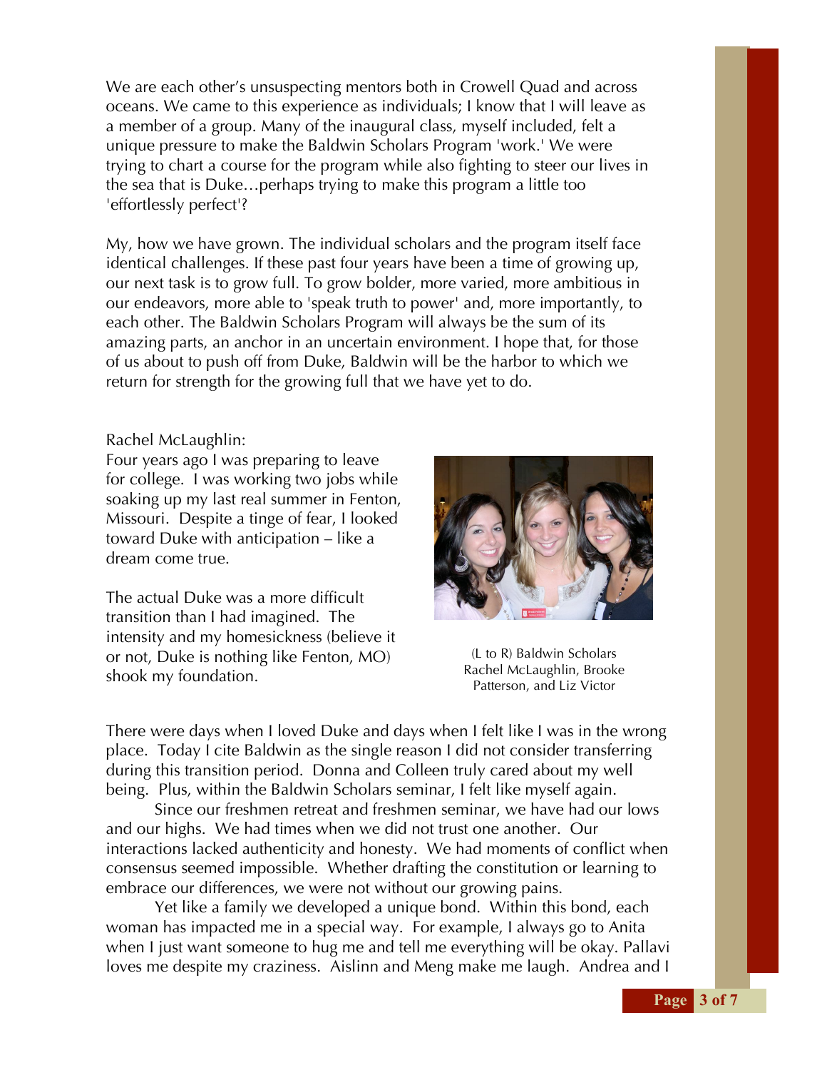We are each other's unsuspecting mentors both in Crowell Quad and across oceans. We came to this experience as individuals; I know that I will leave as a member of a group. Many of the inaugural class, myself included, felt a unique pressure to make the Baldwin Scholars Program 'work.' We were trying to chart a course for the program while also fighting to steer our lives in the sea that is Duke…perhaps trying to make this program a little too 'effortlessly perfect'?

My, how we have grown. The individual scholars and the program itself face identical challenges. If these past four years have been a time of growing up, our next task is to grow full. To grow bolder, more varied, more ambitious in our endeavors, more able to 'speak truth to power' and, more importantly, to each other. The Baldwin Scholars Program will always be the sum of its amazing parts, an anchor in an uncertain environment. I hope that, for those of us about to push off from Duke, Baldwin will be the harbor to which we return for strength for the growing full that we have yet to do.

Rachel McLaughlin:
Four years ago I was preparing to leave for college. I was working two jobs while soaking up my last real summer in Fenton, Missouri. Despite a tinge of fear, I looked toward Duke with anticipation – like a dream come true.

The actual Duke was a more difficult transition than I had imagined. The intensity and my homesickness (believe it or not, Duke is nothing like Fenton, MO) shook my foundation.

(L to R) Baldwin Scholars Rachel McLaughlin, Brooke Patterson, and Liz Victor

There were days when I loved Duke and days when I felt like I was in the wrong place. Today I cite Baldwin as the single reason I did not consider transferring during this transition period. Donna and Colleen truly cared about my well being. Plus, within the Baldwin Scholars seminar, I felt like myself again.

Since our freshmen retreat and freshmen seminar, we have had our lows and our highs. We had times when we did not trust one another. Our interactions lacked authenticity and honesty. We had moments of conflict when consensus seemed impossible. Whether drafting the constitution or learning to embrace our differences, we were not without our growing pains.

Yet like a family we developed a unique bond. Within this bond, each woman has impacted me in a special way. For example, I always go to Anita when I just want someone to hug me and tell me everything will be okay. Pallavi loves me despite my craziness. Aislinn and Meng make me laugh. Andrea and I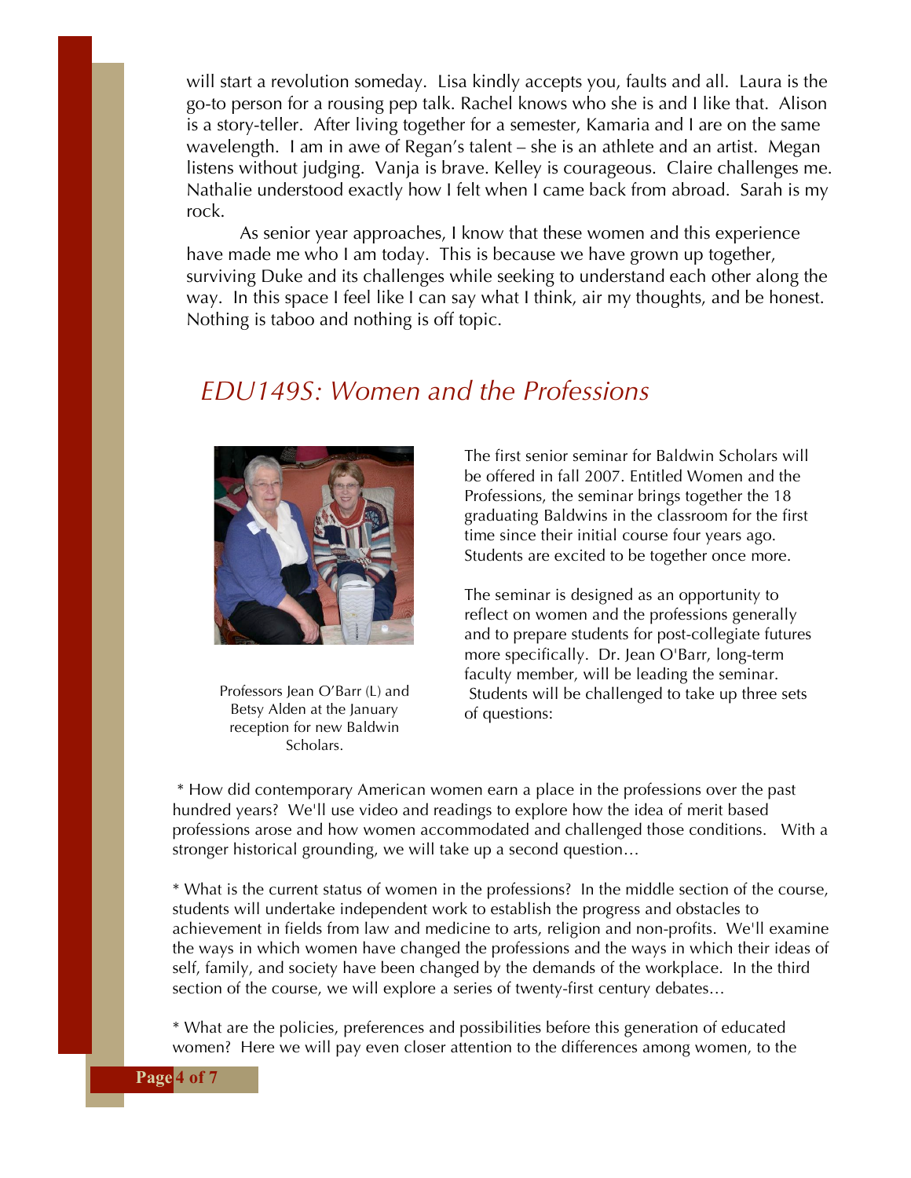will start a revolution someday. Lisa kindly accepts you, faults and all. Laura is the go-to person for a rousing pep talk. Rachel knows who she is and I like that. Alison is a story-teller. After living together for a semester, Kamaria and I are on the same wavelength. I am in awe of Regan's talent – she is an athlete and an artist. Megan listens without judging. Vanja is brave. Kelley is courageous. Claire challenges me. Nathalie understood exactly how I felt when I came back from abroad. Sarah is my rock.

As senior year approaches, I know that these women and this experience have made me who I am today. This is because we have grown up together, surviving Duke and its challenges while seeking to understand each other along the way. In this space I feel like I can say what I think, air my thoughts, and be honest. Nothing is taboo and nothing is off topic.

## *EDU149S: Women and the Professions*

Professors Jean O'Barr (L) and Betsy Alden at the January reception for new Baldwin Scholars.

The first senior seminar for Baldwin Scholars will be offered in fall 2007. Entitled Women and the Professions, the seminar brings together the 18 graduating Baldwins in the classroom for the first time since their initial course four years ago. Students are excited to be together once more.

The seminar is designed as an opportunity to reflect on women and the professions generally and to prepare students for post-collegiate futures more specifically. Dr. Jean O'Barr, long-term faculty member, will be leading the seminar. Students will be challenged to take up three sets of questions:

* How did contemporary American women earn a place in the professions over the past hundred years? We'll use video and readings to explore how the idea of merit based professions arose and how women accommodated and challenged those conditions. With a stronger historical grounding, we will take up a second question…

* What is the current status of women in the professions? In the middle section of the course, students will undertake independent work to establish the progress and obstacles to achievement in fields from law and medicine to arts, religion and non-profits. We'll examine the ways in which women have changed the professions and the ways in which their ideas of self, family, and society have been changed by the demands of the workplace. In the third section of the course, we will explore a series of twenty-first century debates…

* What are the policies, preferences and possibilities before this generation of educated women? Here we will pay even closer attention to the differences among women, to the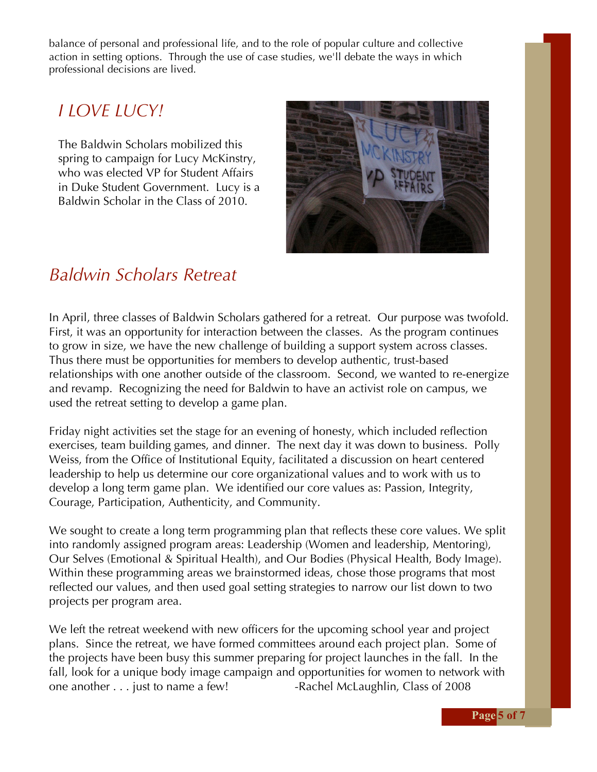balance of personal and professional life, and to the role of popular culture and collective action in setting options. Through the use of case studies, we'll debate the ways in which professional decisions are lived.

## *I LOVE LUCY!*

The Baldwin Scholars mobilized this spring to campaign for Lucy McKinstry, who was elected VP for Student Affairs in Duke Student Government. Lucy is a Baldwin Scholar in the Class of 2010.

## *Baldwin Scholars Retreat*

In April, three classes of Baldwin Scholars gathered for a retreat. Our purpose was twofold. First, it was an opportunity for interaction between the classes. As the program continues to grow in size, we have the new challenge of building a support system across classes. Thus there must be opportunities for members to develop authentic, trust-based relationships with one another outside of the classroom. Second, we wanted to re-energize and revamp. Recognizing the need for Baldwin to have an activist role on campus, we used the retreat setting to develop a game plan.

Friday night activities set the stage for an evening of honesty, which included reflection exercises, team building games, and dinner. The next day it was down to business. Polly Weiss, from the Office of Institutional Equity, facilitated a discussion on heart centered leadership to help us determine our core organizational values and to work with us to develop a long term game plan. We identified our core values as: Passion, Integrity, Courage, Participation, Authenticity, and Community.

We sought to create a long term programming plan that reflects these core values. We split into randomly assigned program areas: Leadership (Women and leadership, Mentoring), Our Selves (Emotional & Spiritual Health), and Our Bodies (Physical Health, Body Image). Within these programming areas we brainstormed ideas, chose those programs that most reflected our values, and then used goal setting strategies to narrow our list down to two projects per program area.

We left the retreat weekend with new officers for the upcoming school year and project plans. Since the retreat, we have formed committees around each project plan. Some of the projects have been busy this summer preparing for project launches in the fall. In the fall, look for a unique body image campaign and opportunities for women to network with one another . . . just to name a few!

-Rachel McLaughlin, Class of 2008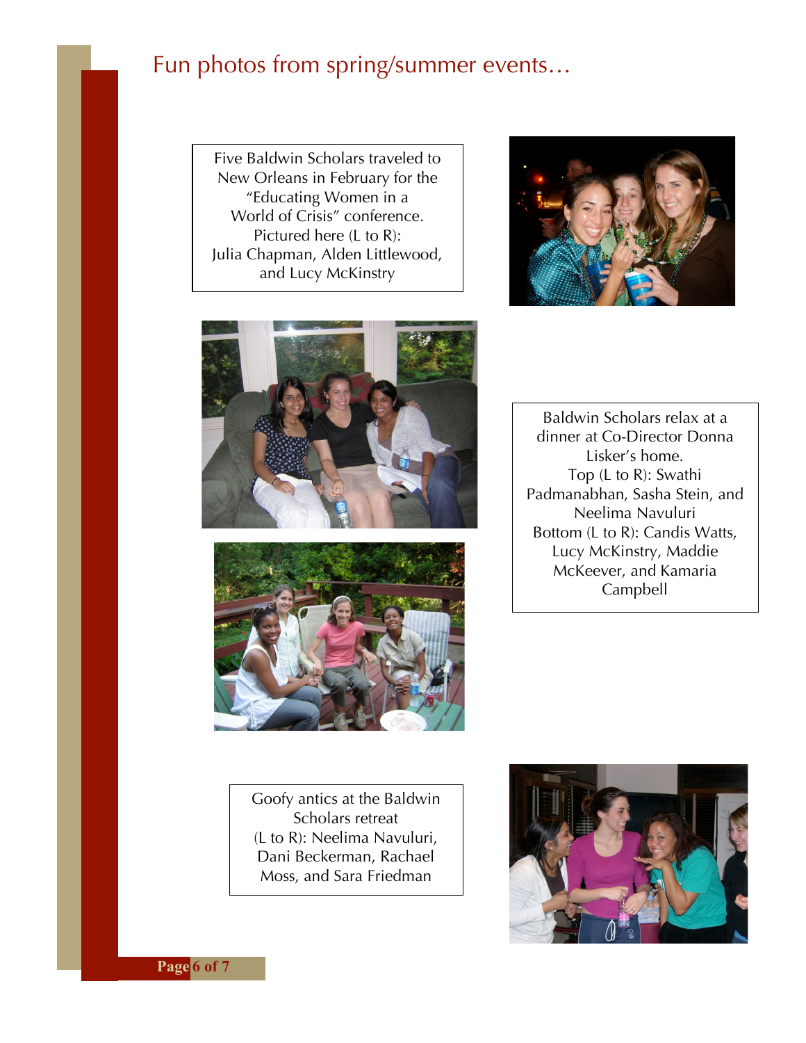# Fun photos from spring/summer events…

Five Baldwin Scholars traveled to New Orleans in February for the "Educating Women in a World of Crisis" conference. Pictured here (L to R): Julia Chapman, Alden Littlewood, and Lucy McKinstry

Baldwin Scholars relax at a dinner at Co-Director Donna Lisker's home.
Top (L to R): Swathi Padmanabhan, Sasha Stein, and Neelima Navuluri
Bottom (L to R): Candis Watts, Lucy McKinstry, Maddie McKeever, and Kamaria Campbell

Goofy antics at the Baldwin Scholars retreat
(L to R): Neelima Navuluri, Dani Beckerman, Rachael Moss, and Sara Friedman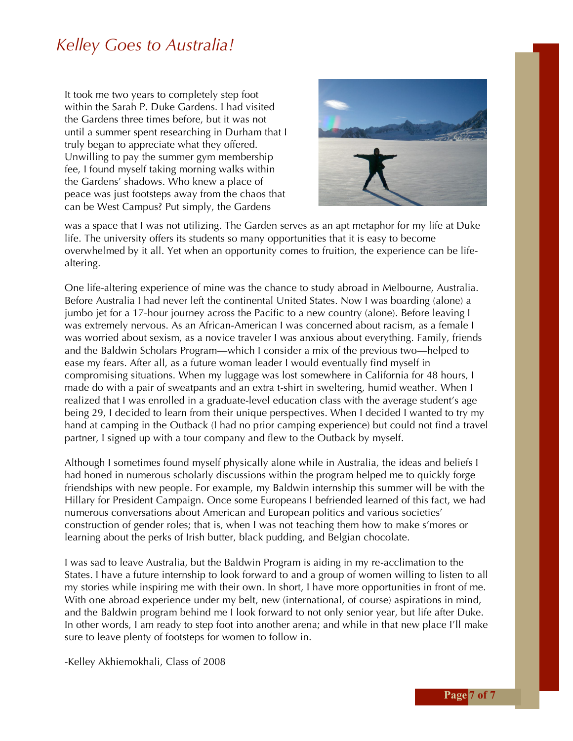# *Kelley Goes to Australia!*

It took me two years to completely step foot within the Sarah P. Duke Gardens. I had visited the Gardens three times before, but it was not until a summer spent researching in Durham that I truly began to appreciate what they offered. Unwilling to pay the summer gym membership fee, I found myself taking morning walks within the Gardens' shadows. Who knew a place of peace was just footsteps away from the chaos that can be West Campus? Put simply, the Gardens was a space that I was not utilizing. The Garden serves as an apt metaphor for my life at Duke life. The university offers its students so many opportunities that it is easy to become overwhelmed by it all. Yet when an opportunity comes to fruition, the experience can be life-altering.

One life-altering experience of mine was the chance to study abroad in Melbourne, Australia. Before Australia I had never left the continental United States. Now I was boarding (alone) a jumbo jet for a 17-hour journey across the Pacific to a new country (alone). Before leaving I was extremely nervous. As an African-American I was concerned about racism, as a female I was worried about sexism, as a novice traveler I was anxious about everything. Family, friends and the Baldwin Scholars Program—which I consider a mix of the previous two—helped to ease my fears. After all, as a future woman leader I would eventually find myself in compromising situations. When my luggage was lost somewhere in California for 48 hours, I made do with a pair of sweatpants and an extra t-shirt in sweltering, humid weather. When I realized that I was enrolled in a graduate-level education class with the average student's age being 29, I decided to learn from their unique perspectives. When I decided I wanted to try my hand at camping in the Outback (I had no prior camping experience) but could not find a travel partner, I signed up with a tour company and flew to the Outback by myself.

Although I sometimes found myself physically alone while in Australia, the ideas and beliefs I had honed in numerous scholarly discussions within the program helped me to quickly forge friendships with new people. For example, my Baldwin internship this summer will be with the Hillary for President Campaign. Once some Europeans I befriended learned of this fact, we had numerous conversations about American and European politics and various societies' construction of gender roles; that is, when I was not teaching them how to make s'mores or learning about the perks of Irish butter, black pudding, and Belgian chocolate.

I was sad to leave Australia, but the Baldwin Program is aiding in my re-acclimation to the States. I have a future internship to look forward to and a group of women willing to listen to all my stories while inspiring me with their own. In short, I have more opportunities in front of me. With one abroad experience under my belt, new (international, of course) aspirations in mind, and the Baldwin program behind me I look forward to not only senior year, but life after Duke. In other words, I am ready to step foot into another arena; and while in that new place I'll make sure to leave plenty of footsteps for women to follow in.

-Kelley Akhiemokhali, Class of 2008